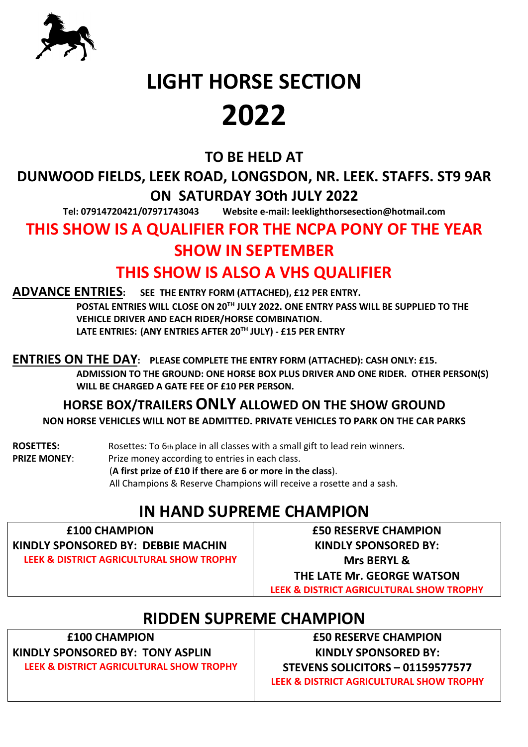# LIGHT HORSE SECTION
# 2022

## TO BE HELD AT
## DUNWOOD FIELDS, LEEK ROAD, LONGSDON, NR. LEEK. STAFFS. ST9 9AR
## ON SATURDAY 3Oth JULY 2022

**Tel: 07914720421/07971743043 Website e-mail: leeklighthorsesection@hotmail.com**

## THIS SHOW IS A QUALIFIER FOR THE NCPA PONY OF THE YEAR SHOW IN SEPTEMBER

## THIS SHOW IS ALSO A VHS QUALIFIER

**ADVANCE ENTRIES: SEE THE ENTRY FORM (ATTACHED), £12 PER ENTRY.**
**POSTAL ENTRIES WILL CLOSE ON 20TH JULY 2022. ONE ENTRY PASS WILL BE SUPPLIED TO THE VEHICLE DRIVER AND EACH RIDER/HORSE COMBINATION.**
**LATE ENTRIES: (ANY ENTRIES AFTER 20TH JULY) - £15 PER ENTRY**

**ENTRIES ON THE DAY: PLEASE COMPLETE THE ENTRY FORM (ATTACHED): CASH ONLY: £15.**
**ADMISSION TO THE GROUND: ONE HORSE BOX PLUS DRIVER AND ONE RIDER. OTHER PERSON(S) WILL BE CHARGED A GATE FEE OF £10 PER PERSON.**

### HORSE BOX/TRAILERS ONLY ALLOWED ON THE SHOW GROUND

**NON HORSE VEHICLES WILL NOT BE ADMITTED. PRIVATE VEHICLES TO PARK ON THE CAR PARKS**

**ROSETTES:** Rosettes: To 6th place in all classes with a small gift to lead rein winners.
**PRIZE MONEY**: Prize money according to entries in each class.
(**A first prize of £10 if there are 6 or more in the class**).
All Champions & Reserve Champions will receive a rosette and a sash.

## IN HAND SUPREME CHAMPION

| £100 CHAMPION<br>KINDLY SPONSORED BY: DEBBIE MACHIN<br>LEEK & DISTRICT AGRICULTURAL SHOW TROPHY | £50 RESERVE CHAMPION<br>KINDLY SPONSORED BY:<br>Mrs BERYL &<br>THE LATE Mr. GEORGE WATSON<br>LEEK & DISTRICT AGRICULTURAL SHOW TROPHY |
|---|---|

## RIDDEN SUPREME CHAMPION

| £100 CHAMPION<br>KINDLY SPONSORED BY: TONY ASPLIN<br>LEEK & DISTRICT AGRICULTURAL SHOW TROPHY | £50 RESERVE CHAMPION<br>KINDLY SPONSORED BY:<br>STEVENS SOLICITORS – 01159577577<br>LEEK & DISTRICT AGRICULTURAL SHOW TROPHY |
|---|---|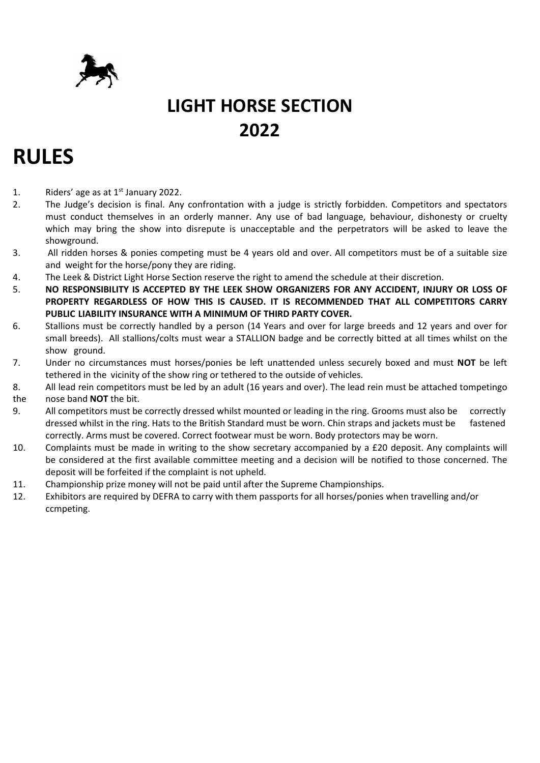# LIGHT HORSE SECTION 2022

# RULES

1. Riders' age as at 1st January 2022.
2. The Judge's decision is final. Any confrontation with a judge is strictly forbidden. Competitors and spectators must conduct themselves in an orderly manner. Any use of bad language, behaviour, dishonesty or cruelty which may bring the show into disrepute is unacceptable and the perpetrators will be asked to leave the showground.
3. All ridden horses & ponies competing must be 4 years old and over. All competitors must be of a suitable size and weight for the horse/pony they are riding.
4. The Leek & District Light Horse Section reserve the right to amend the schedule at their discretion.
5. **NO RESPONSIBILITY IS ACCEPTED BY THE LEEK SHOW ORGANIZERS FOR ANY ACCIDENT, INJURY OR LOSS OF PROPERTY REGARDLESS OF HOW THIS IS CAUSED. IT IS RECOMMENDED THAT ALL COMPETITORS CARRY PUBLIC LIABILITY INSURANCE WITH A MINIMUM OF THIRD PARTY COVER.**
6. Stallions must be correctly handled by a person (14 Years and over for large breeds and 12 years and over for small breeds). All stallions/colts must wear a STALLION badge and be correctly bitted at all times whilst on the show ground.
7. Under no circumstances must horses/ponies be left unattended unless securely boxed and must **NOT** be left tethered in the vicinity of the show ring or tethered to the outside of vehicles.
8. All lead rein competitors must be led by an adult (16 years and over). The lead rein must be attached tompetingo the nose band **NOT** the bit.
9. All competitors must be correctly dressed whilst mounted or leading in the ring. Grooms must also be correctly dressed whilst in the ring. Hats to the British Standard must be worn. Chin straps and jackets must be fastened correctly. Arms must be covered. Correct footwear must be worn. Body protectors may be worn.
10. Complaints must be made in writing to the show secretary accompanied by a £20 deposit. Any complaints will be considered at the first available committee meeting and a decision will be notified to those concerned. The deposit will be forfeited if the complaint is not upheld.
11. Championship prize money will not be paid until after the Supreme Championships.
12. Exhibitors are required by DEFRA to carry with them passports for all horses/ponies when travelling and/or ccmpeting.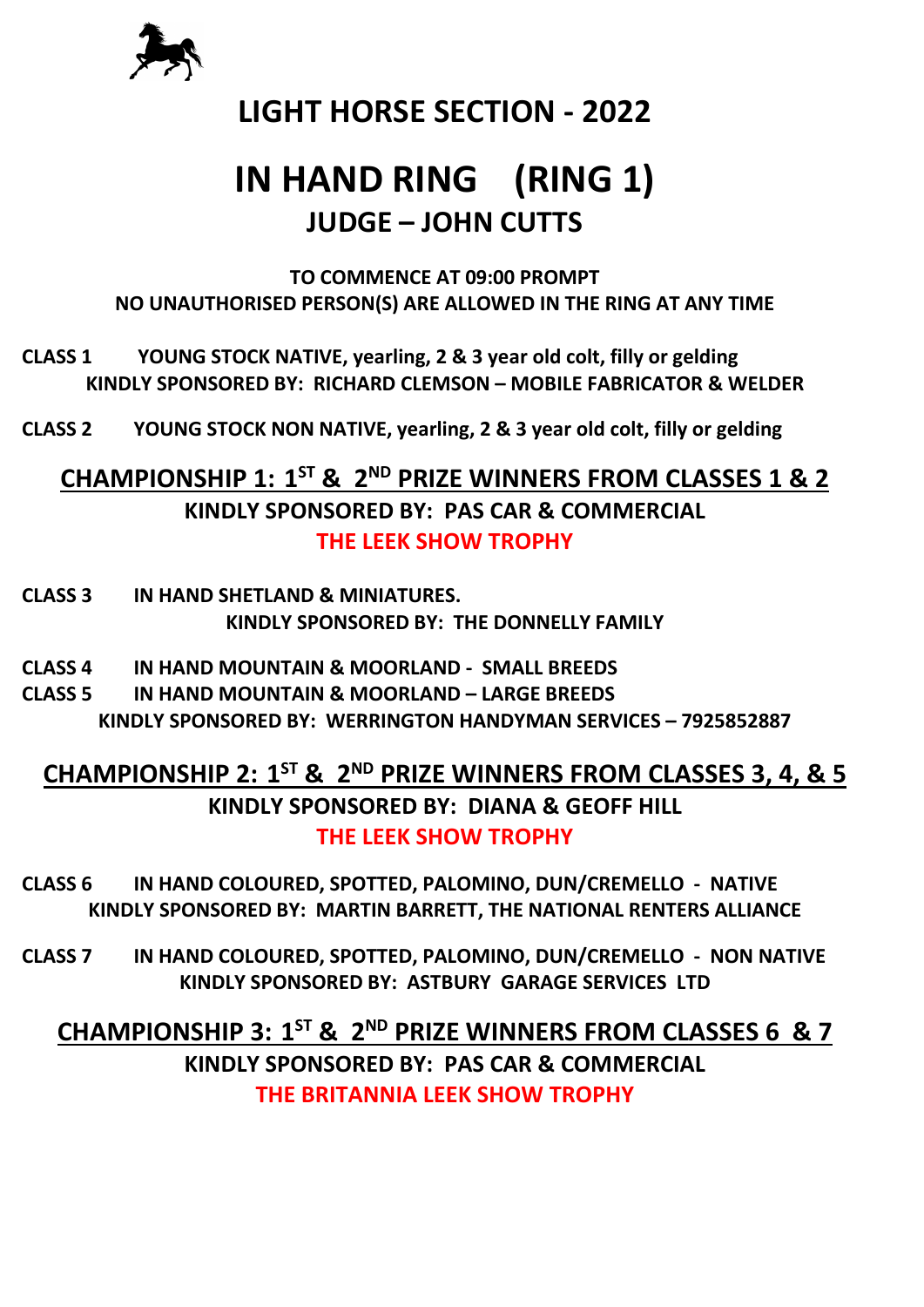# LIGHT HORSE SECTION - 2022

# IN HAND RING (RING 1)

## JUDGE – JOHN CUTTS

**TO COMMENCE AT 09:00 PROMPT**
**NO UNAUTHORISED PERSON(S) ARE ALLOWED IN THE RING AT ANY TIME**

**CLASS 1 YOUNG STOCK NATIVE, yearling, 2 & 3 year old colt, filly or gelding**
**KINDLY SPONSORED BY: RICHARD CLEMSON – MOBILE FABRICATOR & WELDER**

**CLASS 2 YOUNG STOCK NON NATIVE, yearling, 2 & 3 year old colt, filly or gelding**

## CHAMPIONSHIP 1: 1ST & 2ND PRIZE WINNERS FROM CLASSES 1 & 2

**KINDLY SPONSORED BY: PAS CAR & COMMERCIAL**
**THE LEEK SHOW TROPHY**

**CLASS 3 IN HAND SHETLAND & MINIATURES.**
**KINDLY SPONSORED BY: THE DONNELLY FAMILY**

**CLASS 4 IN HAND MOUNTAIN & MOORLAND - SMALL BREEDS**
**CLASS 5 IN HAND MOUNTAIN & MOORLAND – LARGE BREEDS**
**KINDLY SPONSORED BY: WERRINGTON HANDYMAN SERVICES – 7925852887**

## CHAMPIONSHIP 2: 1ST & 2ND PRIZE WINNERS FROM CLASSES 3, 4, & 5

**KINDLY SPONSORED BY: DIANA & GEOFF HILL**
**THE LEEK SHOW TROPHY**

**CLASS 6 IN HAND COLOURED, SPOTTED, PALOMINO, DUN/CREMELLO - NATIVE**
**KINDLY SPONSORED BY: MARTIN BARRETT, THE NATIONAL RENTERS ALLIANCE**

**CLASS 7 IN HAND COLOURED, SPOTTED, PALOMINO, DUN/CREMELLO - NON NATIVE**
**KINDLY SPONSORED BY: ASTBURY GARAGE SERVICES LTD**

## CHAMPIONSHIP 3: 1ST & 2ND PRIZE WINNERS FROM CLASSES 6 & 7

**KINDLY SPONSORED BY: PAS CAR & COMMERCIAL**
**THE BRITANNIA LEEK SHOW TROPHY**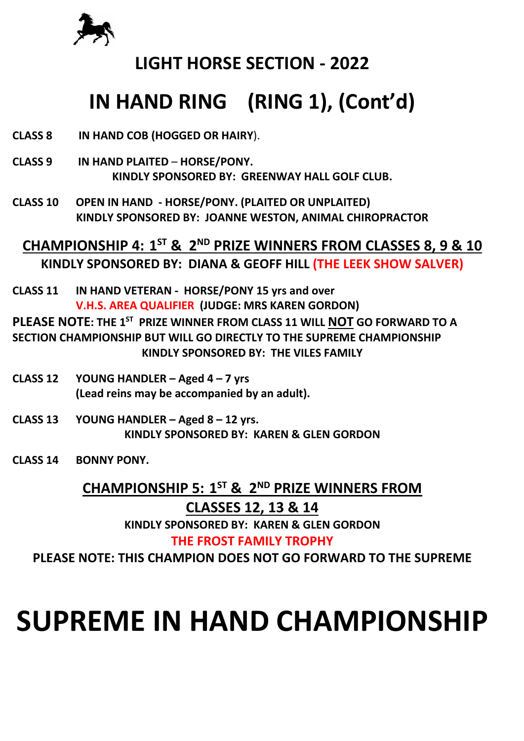## LIGHT HORSE SECTION - 2022

# IN HAND RING (RING 1), (Cont'd)

**CLASS 8** **IN HAND COB (HOGGED OR HAIRY)**.

**CLASS 9** **IN HAND PLAITED – HORSE/PONY.**
**KINDLY SPONSORED BY: GREENWAY HALL GOLF CLUB.**

**CLASS 10** **OPEN IN HAND - HORSE/PONY. (PLAITED OR UNPLAITED)**
**KINDLY SPONSORED BY: JOANNE WESTON, ANIMAL CHIROPRACTOR**

**CHAMPIONSHIP 4: 1ST & 2ND PRIZE WINNERS FROM CLASSES 8, 9 & 10**
**KINDLY SPONSORED BY: DIANA & GEOFF HILL (THE LEEK SHOW SALVER)**

**CLASS 11** **IN HAND VETERAN - HORSE/PONY 15 yrs and over**
**V.H.S. AREA QUALIFIER (JUDGE: MRS KAREN GORDON)**

**PLEASE NOTE: THE 1ST PRIZE WINNER FROM CLASS 11 WILL NOT GO FORWARD TO A SECTION CHAMPIONSHIP BUT WILL GO DIRECTLY TO THE SUPREME CHAMPIONSHIP**
**KINDLY SPONSORED BY: THE VILES FAMILY**

**CLASS 12** **YOUNG HANDLER – Aged 4 – 7 yrs**
**(Lead reins may be accompanied by an adult).**

**CLASS 13** **YOUNG HANDLER – Aged 8 – 12 yrs.**
**KINDLY SPONSORED BY: KAREN & GLEN GORDON**

**CLASS 14** **BONNY PONY.**

**CHAMPIONSHIP 5: 1ST & 2ND PRIZE WINNERS FROM CLASSES 12, 13 & 14**
**KINDLY SPONSORED BY: KAREN & GLEN GORDON**
**THE FROST FAMILY TROPHY**
**PLEASE NOTE: THIS CHAMPION DOES NOT GO FORWARD TO THE SUPREME**

# SUPREME IN HAND CHAMPIONSHIP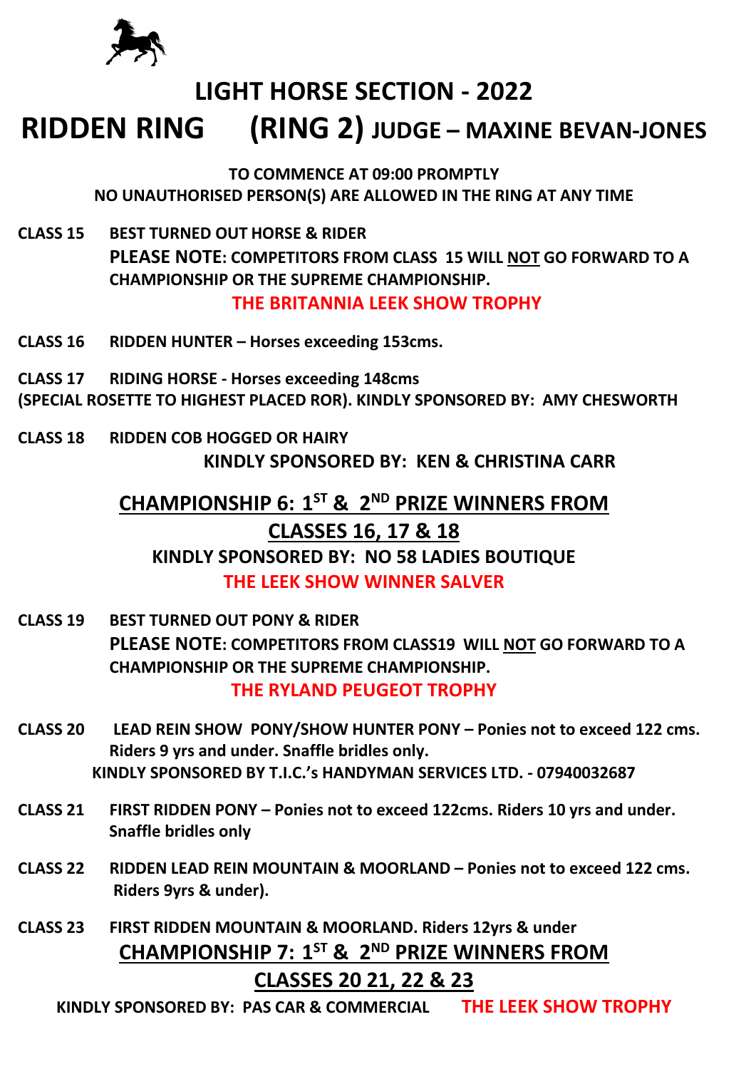# LIGHT HORSE SECTION - 2022

## RIDDEN RING (RING 2) JUDGE – MAXINE BEVAN-JONES

**TO COMMENCE AT 09:00 PROMPTLY**
**NO UNAUTHORISED PERSON(S) ARE ALLOWED IN THE RING AT ANY TIME**

**CLASS 15 BEST TURNED OUT HORSE & RIDER**
**PLEASE NOTE: COMPETITORS FROM CLASS 15 WILL NOT GO FORWARD TO A CHAMPIONSHIP OR THE SUPREME CHAMPIONSHIP.**
**THE BRITANNIA LEEK SHOW TROPHY**

**CLASS 16 RIDDEN HUNTER – Horses exceeding 153cms.**

**CLASS 17 RIDING HORSE - Horses exceeding 148cms**
**(SPECIAL ROSETTE TO HIGHEST PLACED ROR). KINDLY SPONSORED BY: AMY CHESWORTH**

**CLASS 18 RIDDEN COB HOGGED OR HAIRY**
**KINDLY SPONSORED BY: KEN & CHRISTINA CARR**

### CHAMPIONSHIP 6: 1ST & 2ND PRIZE WINNERS FROM CLASSES 16, 17 & 18

**KINDLY SPONSORED BY: NO 58 LADIES BOUTIQUE**
**THE LEEK SHOW WINNER SALVER**

**CLASS 19 BEST TURNED OUT PONY & RIDER**
**PLEASE NOTE: COMPETITORS FROM CLASS19 WILL NOT GO FORWARD TO A CHAMPIONSHIP OR THE SUPREME CHAMPIONSHIP.**
**THE RYLAND PEUGEOT TROPHY**

**CLASS 20 LEAD REIN SHOW PONY/SHOW HUNTER PONY – Ponies not to exceed 122 cms. Riders 9 yrs and under. Snaffle bridles only.**
**KINDLY SPONSORED BY T.I.C.'s HANDYMAN SERVICES LTD. - 07940032687**

**CLASS 21 FIRST RIDDEN PONY – Ponies not to exceed 122cms. Riders 10 yrs and under. Snaffle bridles only**

**CLASS 22 RIDDEN LEAD REIN MOUNTAIN & MOORLAND – Ponies not to exceed 122 cms. Riders 9yrs & under).**

**CLASS 23 FIRST RIDDEN MOUNTAIN & MOORLAND. Riders 12yrs & under**

### CHAMPIONSHIP 7: 1ST & 2ND PRIZE WINNERS FROM CLASSES 20 21, 22 & 23

**KINDLY SPONSORED BY: PAS CAR & COMMERCIAL** **THE LEEK SHOW TROPHY**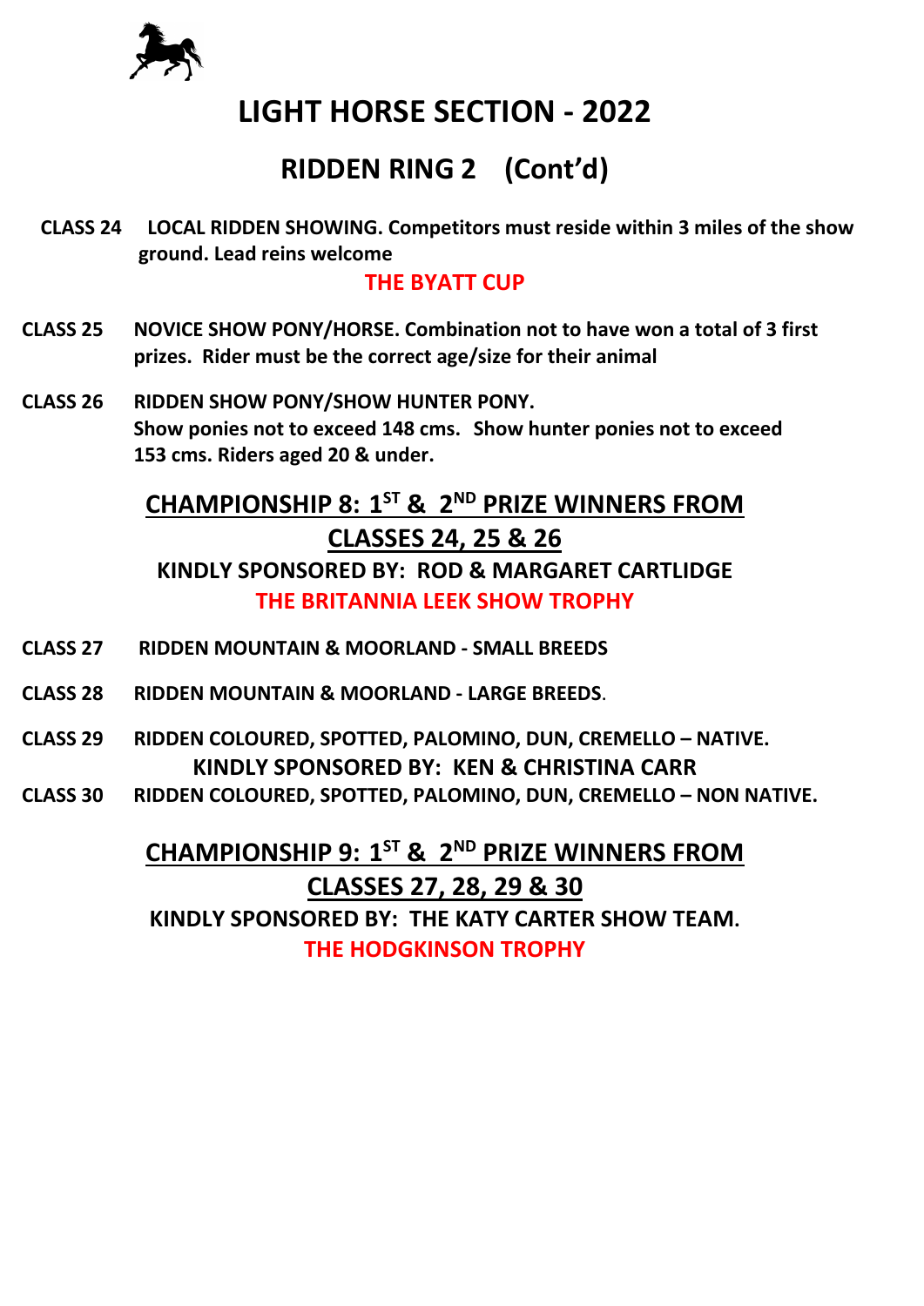# LIGHT HORSE SECTION - 2022

## RIDDEN RING 2 (Cont'd)

**CLASS 24** **LOCAL RIDDEN SHOWING. Competitors must reside within 3 miles of the show ground. Lead reins welcome**

**THE BYATT CUP**

**CLASS 25** **NOVICE SHOW PONY/HORSE. Combination not to have won a total of 3 first prizes. Rider must be the correct age/size for their animal**

**CLASS 26** **RIDDEN SHOW PONY/SHOW HUNTER PONY. Show ponies not to exceed 148 cms. Show hunter ponies not to exceed 153 cms. Riders aged 20 & under.**

### CHAMPIONSHIP 8: 1ST & 2ND PRIZE WINNERS FROM CLASSES 24, 25 & 26

**KINDLY SPONSORED BY: ROD & MARGARET CARTLIDGE**

**THE BRITANNIA LEEK SHOW TROPHY**

**CLASS 27** **RIDDEN MOUNTAIN & MOORLAND - SMALL BREEDS**

**CLASS 28** **RIDDEN MOUNTAIN & MOORLAND - LARGE BREEDS.**

**CLASS 29** **RIDDEN COLOURED, SPOTTED, PALOMINO, DUN, CREMELLO – NATIVE.**

**KINDLY SPONSORED BY: KEN & CHRISTINA CARR**

**CLASS 30** **RIDDEN COLOURED, SPOTTED, PALOMINO, DUN, CREMELLO – NON NATIVE.**

### CHAMPIONSHIP 9: 1ST & 2ND PRIZE WINNERS FROM CLASSES 27, 28, 29 & 30

**KINDLY SPONSORED BY: THE KATY CARTER SHOW TEAM.**

**THE HODGKINSON TROPHY**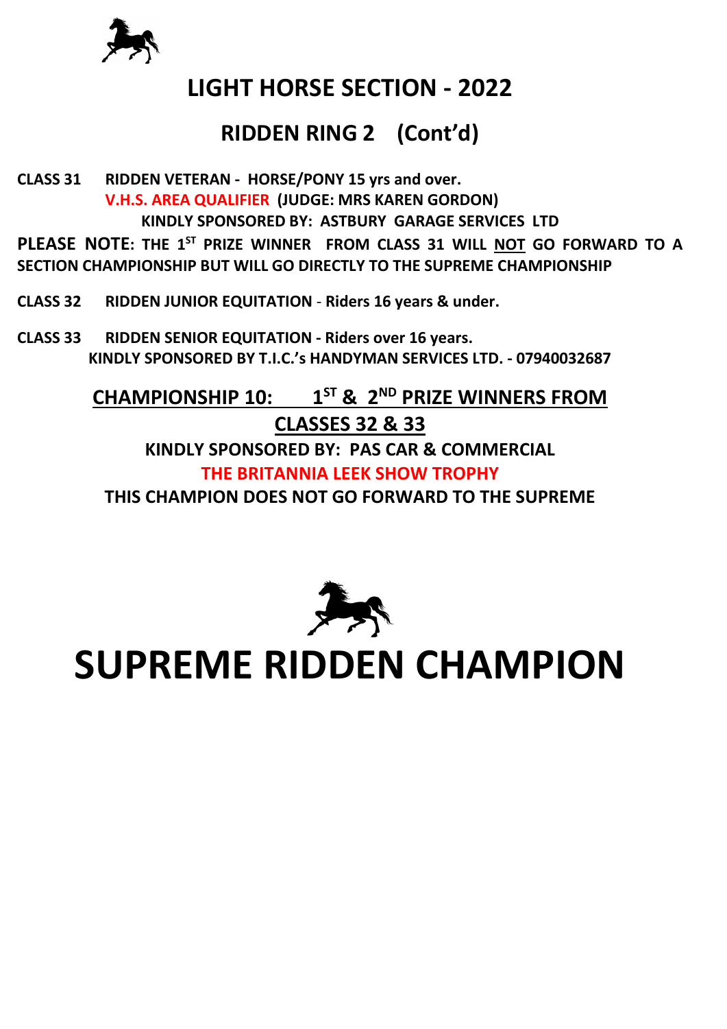# LIGHT HORSE SECTION - 2022

## RIDDEN RING 2 (Cont'd)

**CLASS 31 RIDDEN VETERAN - HORSE/PONY 15 yrs and over.**
**V.H.S. AREA QUALIFIER (JUDGE: MRS KAREN GORDON)**
**KINDLY SPONSORED BY: ASTBURY GARAGE SERVICES LTD**

**PLEASE NOTE: THE 1ST PRIZE WINNER FROM CLASS 31 WILL NOT GO FORWARD TO A SECTION CHAMPIONSHIP BUT WILL GO DIRECTLY TO THE SUPREME CHAMPIONSHIP**

**CLASS 32 RIDDEN JUNIOR EQUITATION - Riders 16 years & under.**

**CLASS 33 RIDDEN SENIOR EQUITATION - Riders over 16 years.**
**KINDLY SPONSORED BY T.I.C.'s HANDYMAN SERVICES LTD. - 07940032687**

**CHAMPIONSHIP 10: 1ST & 2ND PRIZE WINNERS FROM CLASSES 32 & 33**

**KINDLY SPONSORED BY: PAS CAR & COMMERCIAL**

**THE BRITANNIA LEEK SHOW TROPHY**

**THIS CHAMPION DOES NOT GO FORWARD TO THE SUPREME**

# SUPREME RIDDEN CHAMPION